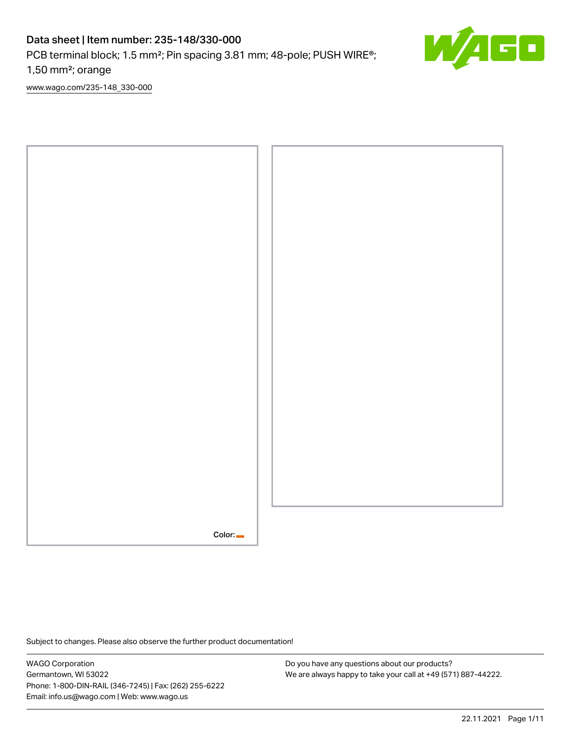# Data sheet | Item number: 235-148/330-000

PCB terminal block; 1.5 mm²; Pin spacing 3.81 mm; 48-pole; PUSH WIRE®; 1,50 mm²; orange

www.wago.com/235-148_330-000

Color:

Subject to changes. Please also observe the further product documentation!

WAGO Corporation
Germantown, WI 53022
Phone: 1-800-DIN-RAIL (346-7245) | Fax: (262) 255-6222
Email: info.us@wago.com | Web: www.wago.us

Do you have any questions about our products?
We are always happy to take your call at +49 (571) 887-44222.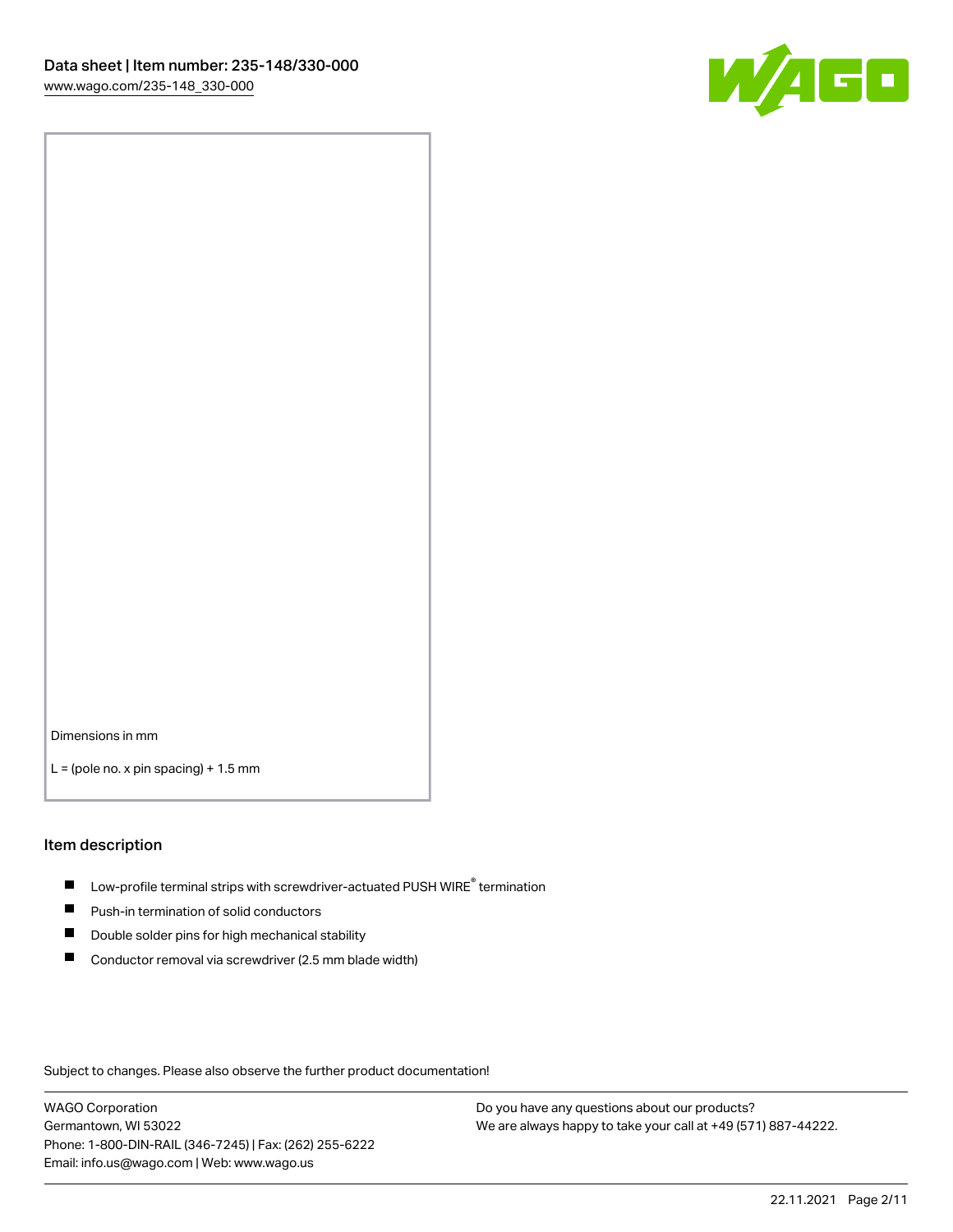Dimensions in mm

L = (pole no. x pin spacing) + 1.5 mm

## Item description

- Low-profile terminal strips with screwdriver-actuated PUSH WIRE® termination
- Push-in termination of solid conductors
- Double solder pins for high mechanical stability
- Conductor removal via screwdriver (2.5 mm blade width)

Subject to changes. Please also observe the further product documentation!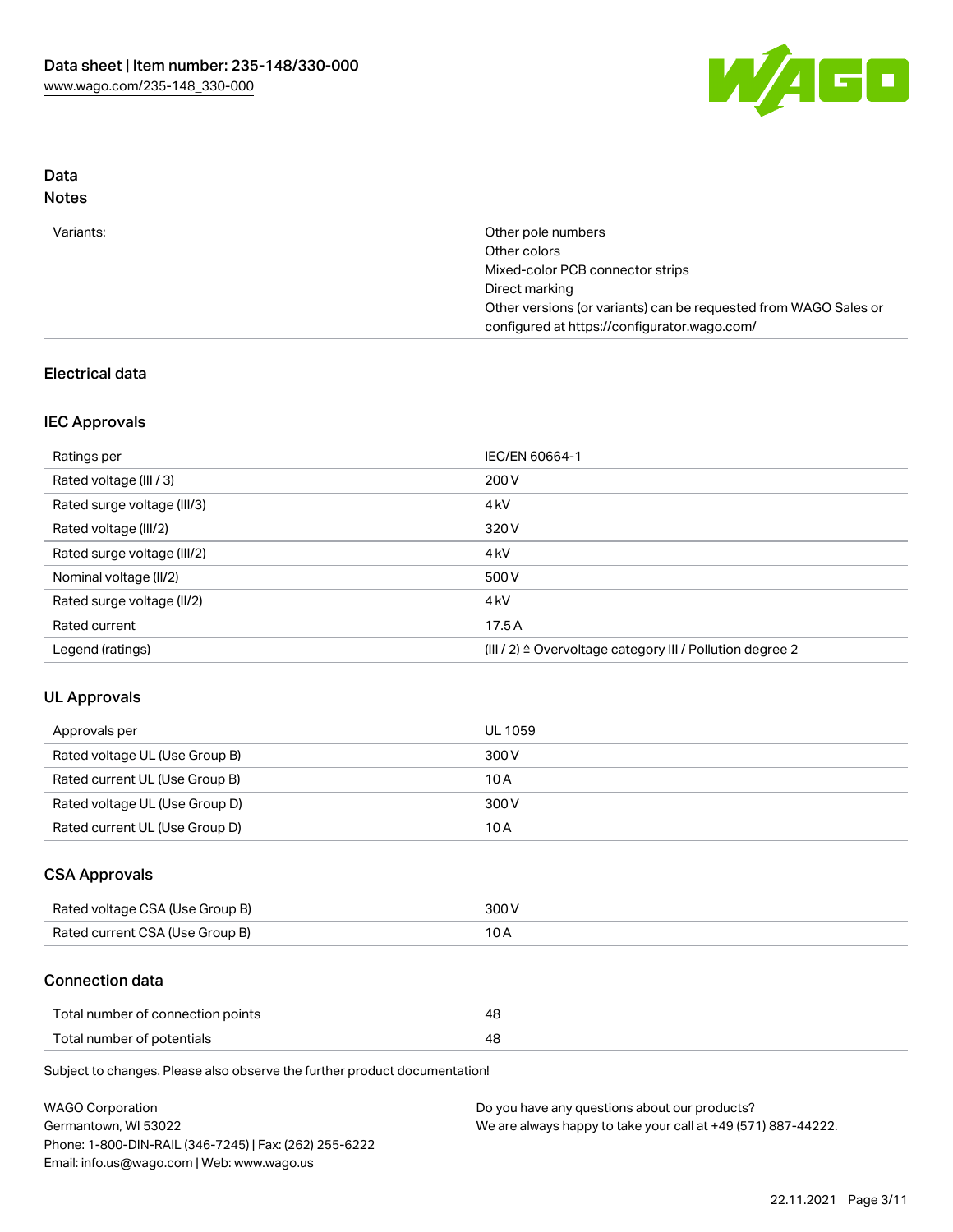## Data

### Notes

| | |
|---|---|
| Variants: | Other pole numbers<br>Other colors<br>Mixed-color PCB connector strips<br>Direct marking<br>Other versions (or variants) can be requested from WAGO Sales or configured at https://configurator.wago.com/ |

## Electrical data

### IEC Approvals

| | |
|---|---|
| Ratings per | IEC/EN 60664-1 |
| Rated voltage (III / 3) | 200 V |
| Rated surge voltage (III/3) | 4 kV |
| Rated voltage (III/2) | 320 V |
| Rated surge voltage (III/2) | 4 kV |
| Nominal voltage (II/2) | 500 V |
| Rated surge voltage (II/2) | 4 kV |
| Rated current | 17.5 A |
| Legend (ratings) | (III / 2) ≙ Overvoltage category III / Pollution degree 2 |

### UL Approvals

| | |
|---|---|
| Approvals per | UL 1059 |
| Rated voltage UL (Use Group B) | 300 V |
| Rated current UL (Use Group B) | 10 A |
| Rated voltage UL (Use Group D) | 300 V |
| Rated current UL (Use Group D) | 10 A |

### CSA Approvals

| | |
|---|---|
| Rated voltage CSA (Use Group B) | 300 V |
| Rated current CSA (Use Group B) | 10 A |

### Connection data

| | |
|---|---|
| Total number of connection points | 48 |
| Total number of potentials | 48 |

Subject to changes. Please also observe the further product documentation!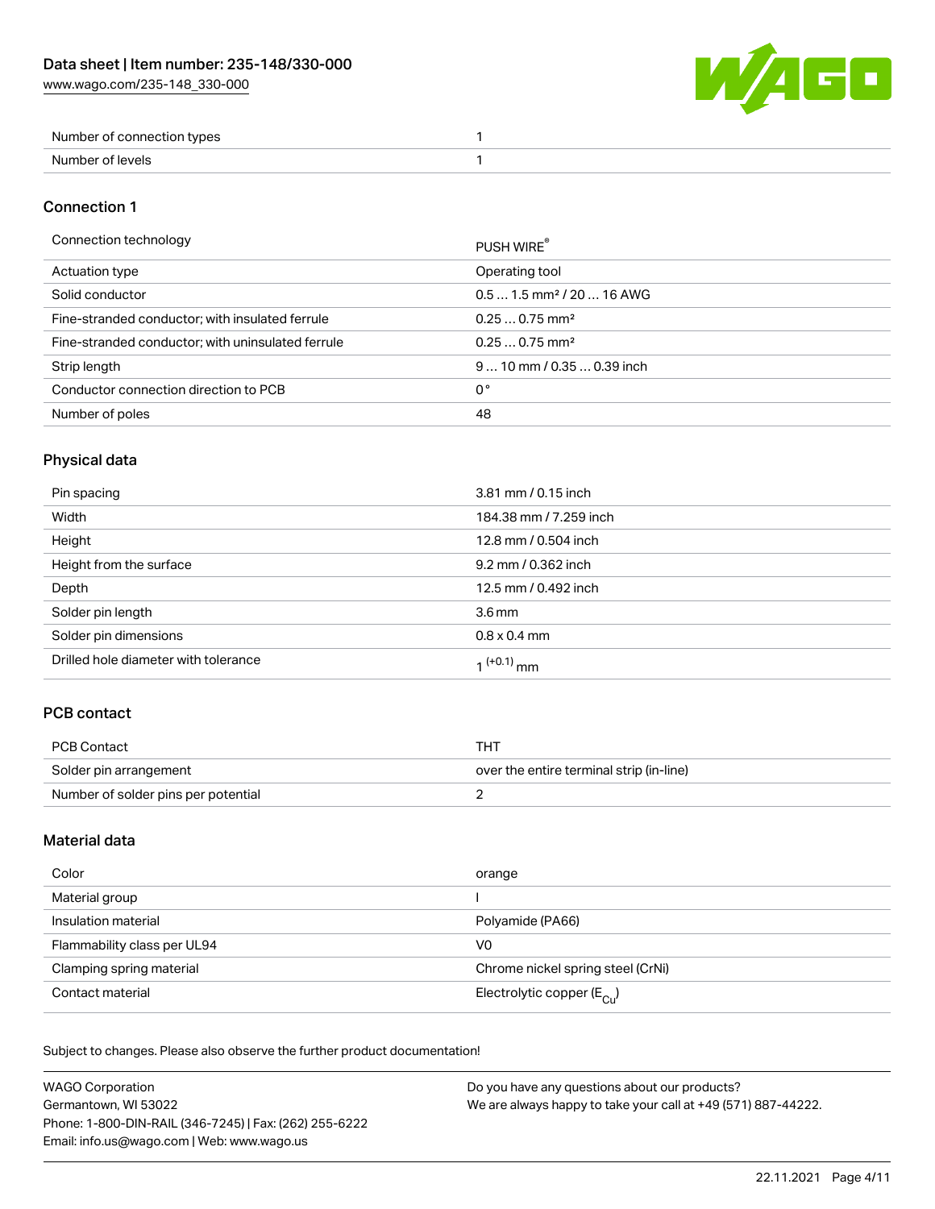| Number of connection types | 1 |
| --- | --- |
| Number of levels | 1 |

## Connection 1

| Connection technology | PUSH WIRE® |
| --- | --- |
| Actuation type | Operating tool |
| Solid conductor | 0.5 … 1.5 mm² / 20 … 16 AWG |
| Fine-stranded conductor; with insulated ferrule | 0.25 … 0.75 mm² |
| Fine-stranded conductor; with uninsulated ferrule | 0.25 … 0.75 mm² |
| Strip length | 9 … 10 mm / 0.35 … 0.39 inch |
| Conductor connection direction to PCB | 0 ° |
| Number of poles | 48 |

## Physical data

| Pin spacing | 3.81 mm / 0.15 inch |
| --- | --- |
| Width | 184.38 mm / 7.259 inch |
| Height | 12.8 mm / 0.504 inch |
| Height from the surface | 9.2 mm / 0.362 inch |
| Depth | 12.5 mm / 0.492 inch |
| Solder pin length | 3.6 mm |
| Solder pin dimensions | 0.8 x 0.4 mm |
| Drilled hole diameter with tolerance | $1^{(+0.1)}$ mm |

## PCB contact

| PCB Contact | THT |
| --- | --- |
| Solder pin arrangement | over the entire terminal strip (in-line) |
| Number of solder pins per potential | 2 |

## Material data

| Color | orange |
| --- | --- |
| Material group | I |
| Insulation material | Polyamide (PA66) |
| Flammability class per UL94 | V0 |
| Clamping spring material | Chrome nickel spring steel (CrNi) |
| Contact material | Electrolytic copper ($E_{Cu}$) |

Subject to changes. Please also observe the further product documentation!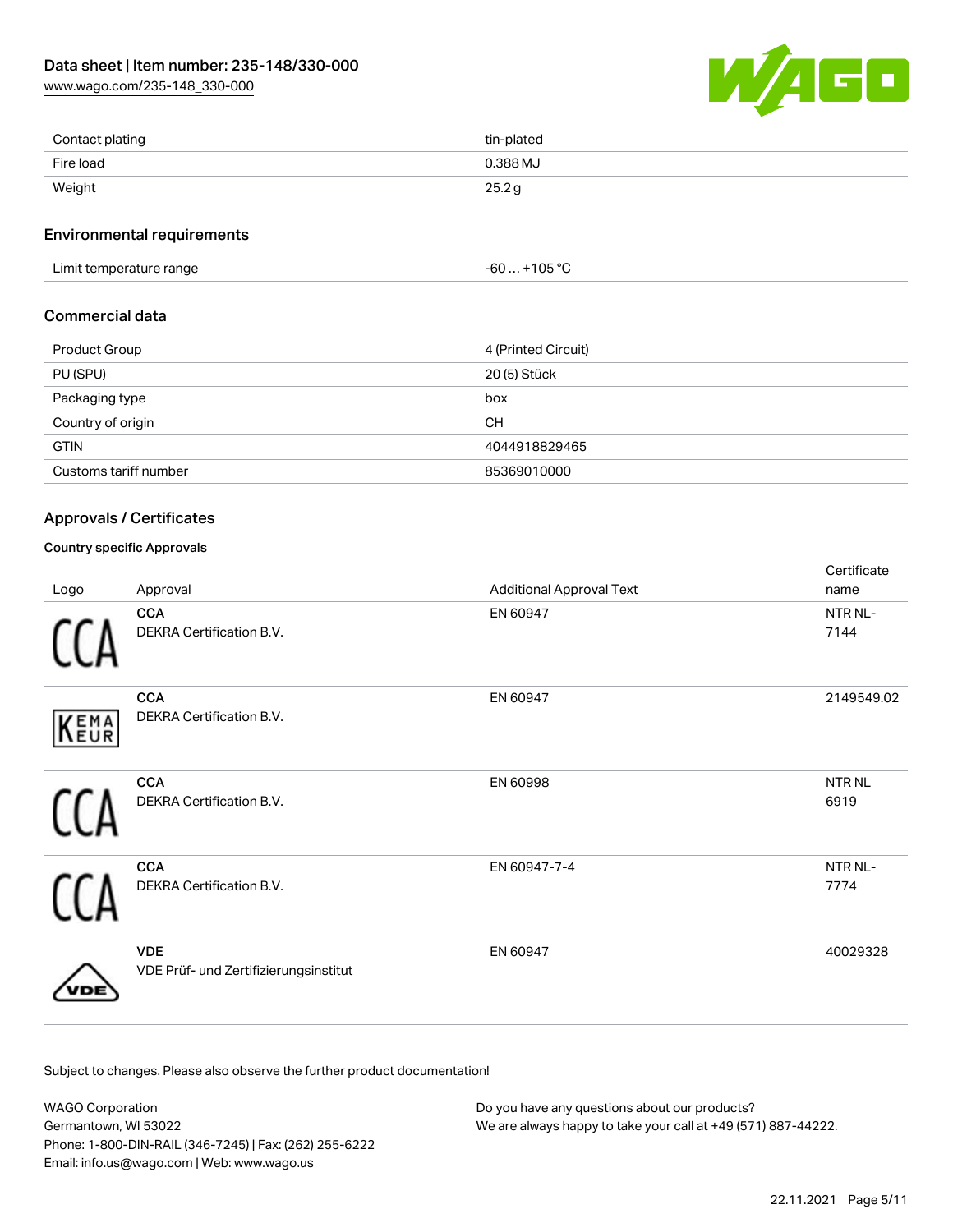| | |
|---|---|
| Contact plating | tin-plated |
| Fire load | 0.388 MJ |
| Weight | 25.2 g |

## Environmental requirements

| | |
|---|---|
| Limit temperature range | -60 … +105 °C |

## Commercial data

| | |
|---|---|
| Product Group | 4 (Printed Circuit) |
| PU (SPU) | 20 (5) Stück |
| Packaging type | box |
| Country of origin | CH |
| GTIN | 4044918829465 |
| Customs tariff number | 85369010000 |

## Approvals / Certificates

### Country specific Approvals

| Logo | Approval | Additional Approval Text | Certificate name |
|---|---|---|---|
| | **CCA** DEKRA Certification B.V. | EN 60947 | NTR NL-7144 |
| | **CCA** DEKRA Certification B.V. | EN 60947 | 2149549.02 |
| | **CCA** DEKRA Certification B.V. | EN 60998 | NTR NL 6919 |
| | **CCA** DEKRA Certification B.V. | EN 60947-7-4 | NTR NL-7774 |
| | **VDE** VDE Prüf- und Zertifizierungsinstitut | EN 60947 | 40029328 |

Subject to changes. Please also observe the further product documentation!

WAGO Corporation
Germantown, WI 53022
Phone: 1-800-DIN-RAIL (346-7245) | Fax: (262) 255-6222
Email: info.us@wago.com | Web: www.wago.us

Do you have any questions about our products?
We are always happy to take your call at +49 (571) 887-44222.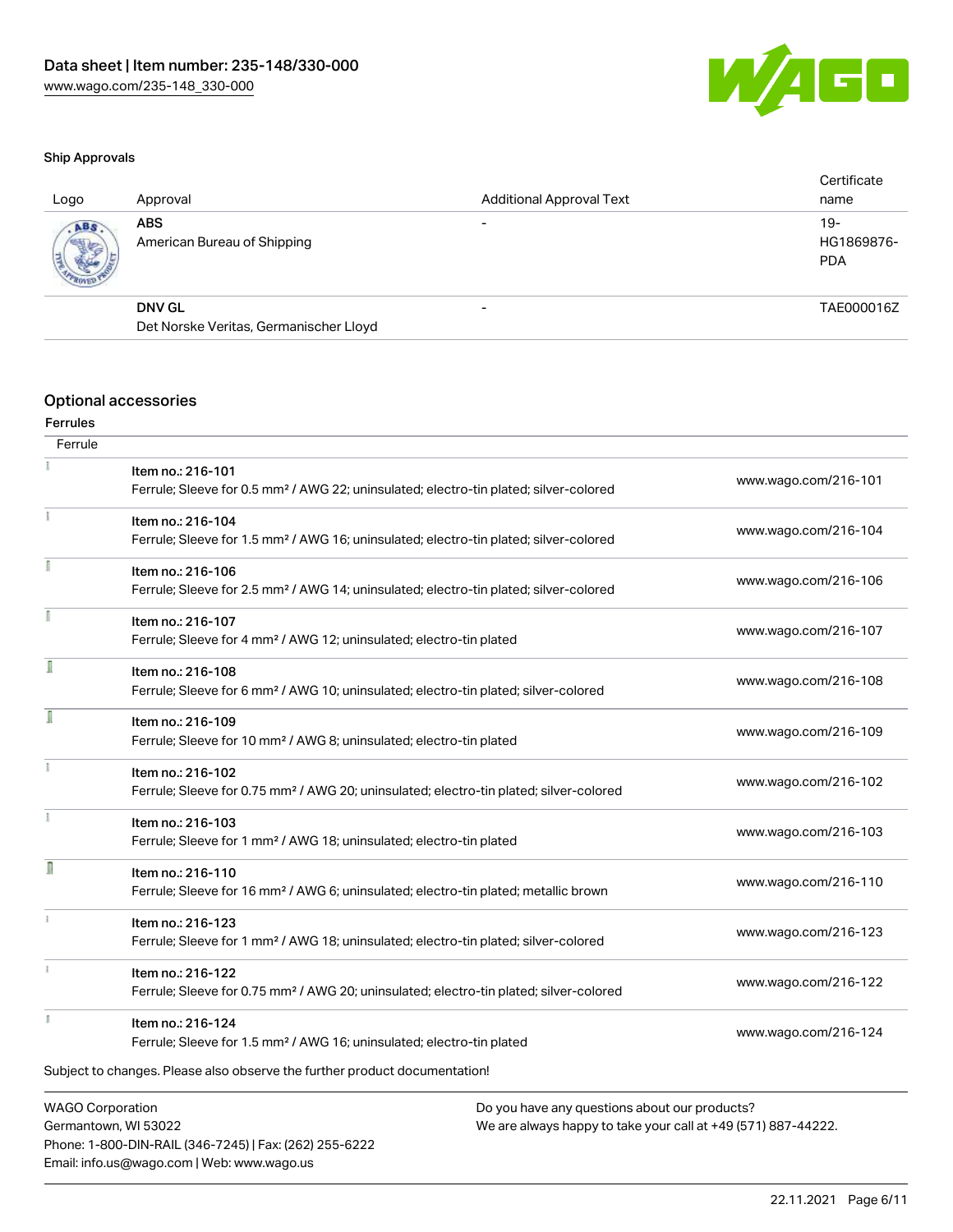Data sheet | Item number: 235-148/330-000
www.wago.com/235-148_330-000

### Ship Approvals

| Logo | Approval | Additional Approval Text | Certificate name |
| --- | --- | --- | --- |
| | **ABS** American Bureau of Shipping | - | 19-HG1869876-PDA |
| | **DNV GL** Det Norske Veritas, Germanischer Lloyd | - | TAE000016Z |

## Optional accessories

### Ferrules

| Ferrule | | |
| --- | --- | --- |
| | Item no.: 216-101<br>Ferrule; Sleeve for 0.5 mm² / AWG 22; uninsulated; electro-tin plated; silver-colored | www.wago.com/216-101 |
| | Item no.: 216-104<br>Ferrule; Sleeve for 1.5 mm² / AWG 16; uninsulated; electro-tin plated; silver-colored | www.wago.com/216-104 |
| | Item no.: 216-106<br>Ferrule; Sleeve for 2.5 mm² / AWG 14; uninsulated; electro-tin plated; silver-colored | www.wago.com/216-106 |
| | Item no.: 216-107<br>Ferrule; Sleeve for 4 mm² / AWG 12; uninsulated; electro-tin plated | www.wago.com/216-107 |
| | Item no.: 216-108<br>Ferrule; Sleeve for 6 mm² / AWG 10; uninsulated; electro-tin plated; silver-colored | www.wago.com/216-108 |
| | Item no.: 216-109<br>Ferrule; Sleeve for 10 mm² / AWG 8; uninsulated; electro-tin plated | www.wago.com/216-109 |
| | Item no.: 216-102<br>Ferrule; Sleeve for 0.75 mm² / AWG 20; uninsulated; electro-tin plated; silver-colored | www.wago.com/216-102 |
| | Item no.: 216-103<br>Ferrule; Sleeve for 1 mm² / AWG 18; uninsulated; electro-tin plated | www.wago.com/216-103 |
| | Item no.: 216-110<br>Ferrule; Sleeve for 16 mm² / AWG 6; uninsulated; electro-tin plated; metallic brown | www.wago.com/216-110 |
| | Item no.: 216-123<br>Ferrule; Sleeve for 1 mm² / AWG 18; uninsulated; electro-tin plated; silver-colored | www.wago.com/216-123 |
| | Item no.: 216-122<br>Ferrule; Sleeve for 0.75 mm² / AWG 20; uninsulated; electro-tin plated; silver-colored | www.wago.com/216-122 |
| | Item no.: 216-124<br>Ferrule; Sleeve for 1.5 mm² / AWG 16; uninsulated; electro-tin plated | www.wago.com/216-124 |

Subject to changes. Please also observe the further product documentation!

WAGO Corporation
Germantown, WI 53022
Phone: 1-800-DIN-RAIL (346-7245) | Fax: (262) 255-6222
Email: info.us@wago.com | Web: www.wago.us

Do you have any questions about our products?
We are always happy to take your call at +49 (571) 887-44222.

22.11.2021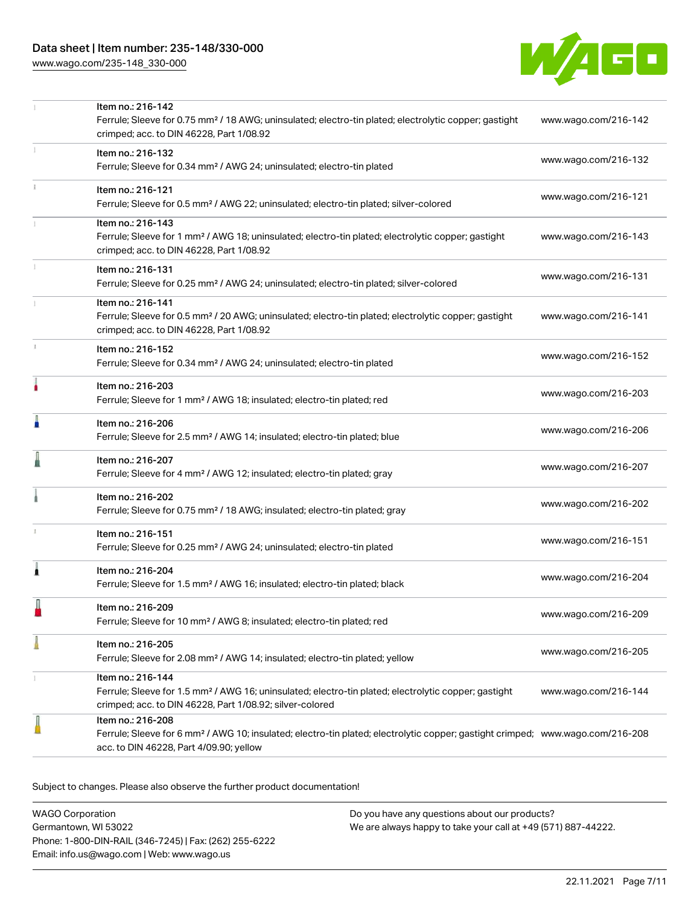| Item | Description | URL |
| --- | --- | --- |
| Item no.: 216-142 | Ferrule; Sleeve for 0.75 mm² / 18 AWG; uninsulated; electro-tin plated; electrolytic copper; gastight crimped; acc. to DIN 46228, Part 1/08.92 | www.wago.com/216-142 |
| Item no.: 216-132 | Ferrule; Sleeve for 0.34 mm² / AWG 24; uninsulated; electro-tin plated | www.wago.com/216-132 |
| Item no.: 216-121 | Ferrule; Sleeve for 0.5 mm² / AWG 22; uninsulated; electro-tin plated; silver-colored | www.wago.com/216-121 |
| Item no.: 216-143 | Ferrule; Sleeve for 1 mm² / AWG 18; uninsulated; electro-tin plated; electrolytic copper; gastight crimped; acc. to DIN 46228, Part 1/08.92 | www.wago.com/216-143 |
| Item no.: 216-131 | Ferrule; Sleeve for 0.25 mm² / AWG 24; uninsulated; electro-tin plated; silver-colored | www.wago.com/216-131 |
| Item no.: 216-141 | Ferrule; Sleeve for 0.5 mm² / 20 AWG; uninsulated; electro-tin plated; electrolytic copper; gastight crimped; acc. to DIN 46228, Part 1/08.92 | www.wago.com/216-141 |
| Item no.: 216-152 | Ferrule; Sleeve for 0.34 mm² / AWG 24; uninsulated; electro-tin plated | www.wago.com/216-152 |
| Item no.: 216-203 | Ferrule; Sleeve for 1 mm² / AWG 18; insulated; electro-tin plated; red | www.wago.com/216-203 |
| Item no.: 216-206 | Ferrule; Sleeve for 2.5 mm² / AWG 14; insulated; electro-tin plated; blue | www.wago.com/216-206 |
| Item no.: 216-207 | Ferrule; Sleeve for 4 mm² / AWG 12; insulated; electro-tin plated; gray | www.wago.com/216-207 |
| Item no.: 216-202 | Ferrule; Sleeve for 0.75 mm² / 18 AWG; insulated; electro-tin plated; gray | www.wago.com/216-202 |
| Item no.: 216-151 | Ferrule; Sleeve for 0.25 mm² / AWG 24; uninsulated; electro-tin plated | www.wago.com/216-151 |
| Item no.: 216-204 | Ferrule; Sleeve for 1.5 mm² / AWG 16; insulated; electro-tin plated; black | www.wago.com/216-204 |
| Item no.: 216-209 | Ferrule; Sleeve for 10 mm² / AWG 8; insulated; electro-tin plated; red | www.wago.com/216-209 |
| Item no.: 216-205 | Ferrule; Sleeve for 2.08 mm² / AWG 14; insulated; electro-tin plated; yellow | www.wago.com/216-205 |
| Item no.: 216-144 | Ferrule; Sleeve for 1.5 mm² / AWG 16; uninsulated; electro-tin plated; electrolytic copper; gastight crimped; acc. to DIN 46228, Part 1/08.92; silver-colored | www.wago.com/216-144 |
| Item no.: 216-208 | Ferrule; Sleeve for 6 mm² / AWG 10; insulated; electro-tin plated; electrolytic copper; gastight crimped; acc. to DIN 46228, Part 4/09.90; yellow | www.wago.com/216-208 |

Subject to changes. Please also observe the further product documentation!

WAGO Corporation
Germantown, WI 53022
Phone: 1-800-DIN-RAIL (346-7245) | Fax: (262) 255-6222
Email: info.us@wago.com | Web: www.wago.us

Do you have any questions about our products?
We are always happy to take your call at +49 (571) 887-44222.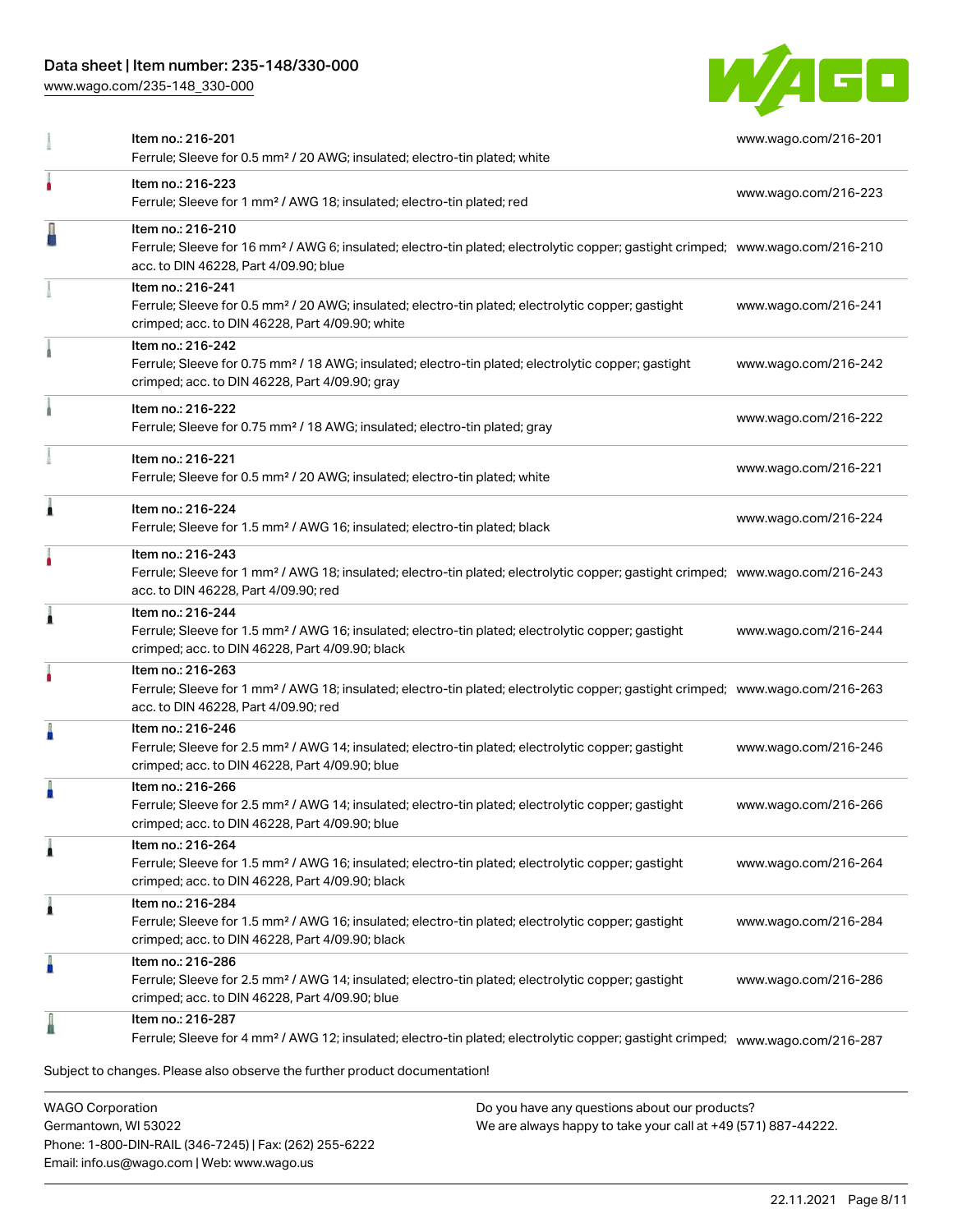| Item | Link |
| --- | --- |
| Item no.: 216-201<br>Ferrule; Sleeve for 0.5 mm² / 20 AWG; insulated; electro-tin plated; white | www.wago.com/216-201 |
| Item no.: 216-223<br>Ferrule; Sleeve for 1 mm² / AWG 18; insulated; electro-tin plated; red | www.wago.com/216-223 |
| Item no.: 216-210<br>Ferrule; Sleeve for 16 mm² / AWG 6; insulated; electro-tin plated; electrolytic copper; gastight crimped; acc. to DIN 46228, Part 4/09.90; blue | www.wago.com/216-210 |
| Item no.: 216-241<br>Ferrule; Sleeve for 0.5 mm² / 20 AWG; insulated; electro-tin plated; electrolytic copper; gastight crimped; acc. to DIN 46228, Part 4/09.90; white | www.wago.com/216-241 |
| Item no.: 216-242<br>Ferrule; Sleeve for 0.75 mm² / 18 AWG; insulated; electro-tin plated; electrolytic copper; gastight crimped; acc. to DIN 46228, Part 4/09.90; gray | www.wago.com/216-242 |
| Item no.: 216-222<br>Ferrule; Sleeve for 0.75 mm² / 18 AWG; insulated; electro-tin plated; gray | www.wago.com/216-222 |
| Item no.: 216-221<br>Ferrule; Sleeve for 0.5 mm² / 20 AWG; insulated; electro-tin plated; white | www.wago.com/216-221 |
| Item no.: 216-224<br>Ferrule; Sleeve for 1.5 mm² / AWG 16; insulated; electro-tin plated; black | www.wago.com/216-224 |
| Item no.: 216-243<br>Ferrule; Sleeve for 1 mm² / AWG 18; insulated; electro-tin plated; electrolytic copper; gastight crimped; acc. to DIN 46228, Part 4/09.90; red | www.wago.com/216-243 |
| Item no.: 216-244<br>Ferrule; Sleeve for 1.5 mm² / AWG 16; insulated; electro-tin plated; electrolytic copper; gastight crimped; acc. to DIN 46228, Part 4/09.90; black | www.wago.com/216-244 |
| Item no.: 216-263<br>Ferrule; Sleeve for 1 mm² / AWG 18; insulated; electro-tin plated; electrolytic copper; gastight crimped; acc. to DIN 46228, Part 4/09.90; red | www.wago.com/216-263 |
| Item no.: 216-246<br>Ferrule; Sleeve for 2.5 mm² / AWG 14; insulated; electro-tin plated; electrolytic copper; gastight crimped; acc. to DIN 46228, Part 4/09.90; blue | www.wago.com/216-246 |
| Item no.: 216-266<br>Ferrule; Sleeve for 2.5 mm² / AWG 14; insulated; electro-tin plated; electrolytic copper; gastight crimped; acc. to DIN 46228, Part 4/09.90; blue | www.wago.com/216-266 |
| Item no.: 216-264<br>Ferrule; Sleeve for 1.5 mm² / AWG 16; insulated; electro-tin plated; electrolytic copper; gastight crimped; acc. to DIN 46228, Part 4/09.90; black | www.wago.com/216-264 |
| Item no.: 216-284<br>Ferrule; Sleeve for 1.5 mm² / AWG 16; insulated; electro-tin plated; electrolytic copper; gastight crimped; acc. to DIN 46228, Part 4/09.90; black | www.wago.com/216-284 |
| Item no.: 216-286<br>Ferrule; Sleeve for 2.5 mm² / AWG 14; insulated; electro-tin plated; electrolytic copper; gastight crimped; acc. to DIN 46228, Part 4/09.90; blue | www.wago.com/216-286 |
| Item no.: 216-287<br>Ferrule; Sleeve for 4 mm² / AWG 12; insulated; electro-tin plated; electrolytic copper; gastight crimped; | www.wago.com/216-287 |

Subject to changes. Please also observe the further product documentation!

WAGO Corporation
Germantown, WI 53022
Phone: 1-800-DIN-RAIL (346-7245) | Fax: (262) 255-6222
Email: info.us@wago.com | Web: www.wago.us

Do you have any questions about our products?
We are always happy to take your call at +49 (571) 887-44222.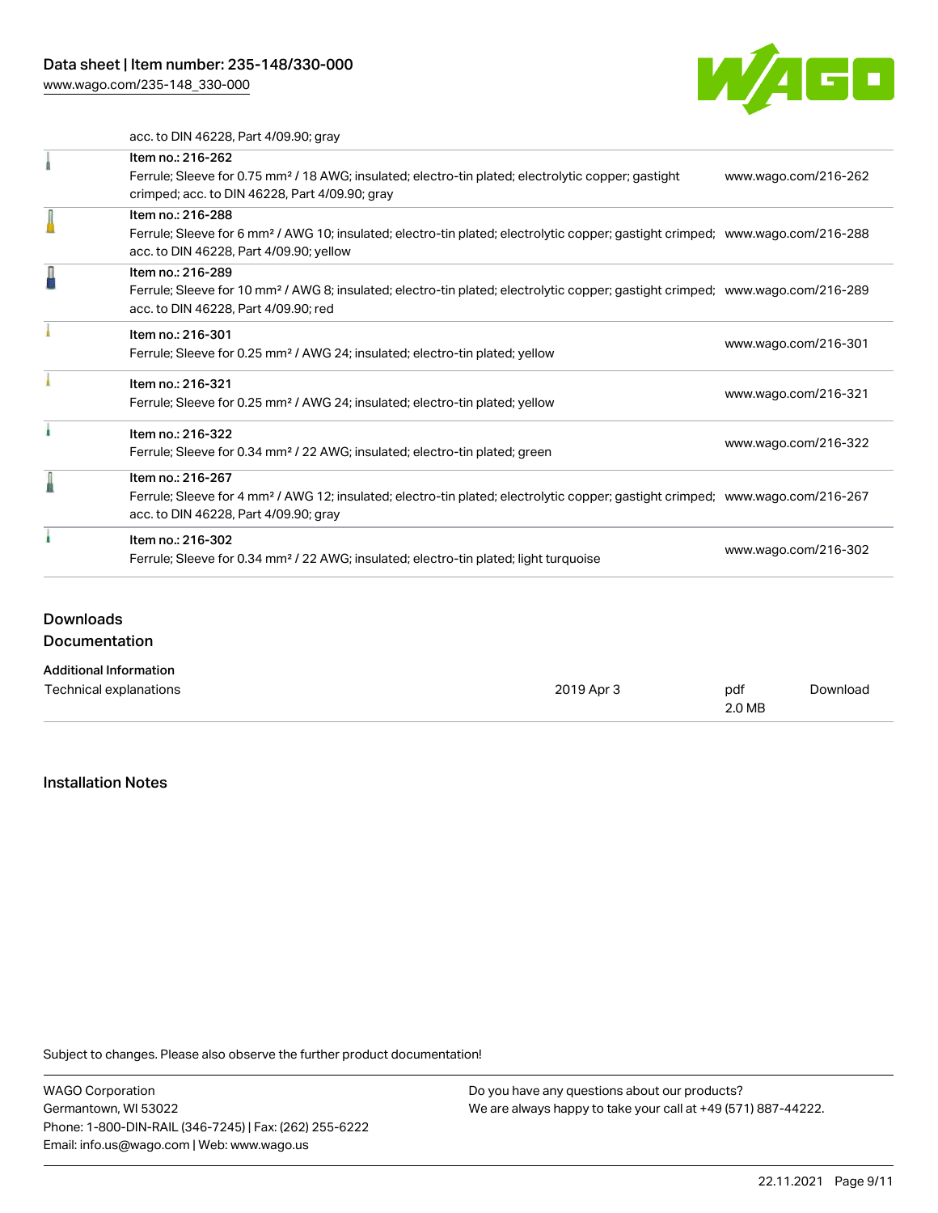acc. to DIN 46228, Part 4/09.90; gray

| | | |
|---|---|---|
| | Item no.: 216-262<br>Ferrule; Sleeve for 0.75 mm² / 18 AWG; insulated; electro-tin plated; electrolytic copper; gastight crimped; acc. to DIN 46228, Part 4/09.90; gray | www.wago.com/216-262 |
| | Item no.: 216-288<br>Ferrule; Sleeve for 6 mm² / AWG 10; insulated; electro-tin plated; electrolytic copper; gastight crimped; acc. to DIN 46228, Part 4/09.90; yellow | www.wago.com/216-288 |
| | Item no.: 216-289<br>Ferrule; Sleeve for 10 mm² / AWG 8; insulated; electro-tin plated; electrolytic copper; gastight crimped; acc. to DIN 46228, Part 4/09.90; red | www.wago.com/216-289 |
| | Item no.: 216-301<br>Ferrule; Sleeve for 0.25 mm² / AWG 24; insulated; electro-tin plated; yellow | www.wago.com/216-301 |
| | Item no.: 216-321<br>Ferrule; Sleeve for 0.25 mm² / AWG 24; insulated; electro-tin plated; yellow | www.wago.com/216-321 |
| | Item no.: 216-322<br>Ferrule; Sleeve for 0.34 mm² / 22 AWG; insulated; electro-tin plated; green | www.wago.com/216-322 |
| | Item no.: 216-267<br>Ferrule; Sleeve for 4 mm² / AWG 12; insulated; electro-tin plated; electrolytic copper; gastight crimped; acc. to DIN 46228, Part 4/09.90; gray | www.wago.com/216-267 |
| | Item no.: 216-302<br>Ferrule; Sleeve for 0.34 mm² / 22 AWG; insulated; electro-tin plated; light turquoise | www.wago.com/216-302 |

## Downloads

### Documentation

**Additional Information**

| | | | |
|---|---|---|---|
| Technical explanations | 2019 Apr 3 | pdf<br>2.0 MB | Download |

## Installation Notes

Subject to changes. Please also observe the further product documentation!

WAGO Corporation
Germantown, WI 53022
Phone: 1-800-DIN-RAIL (346-7245) | Fax: (262) 255-6222
Email: info.us@wago.com | Web: www.wago.us

Do you have any questions about our products?
We are always happy to take your call at +49 (571) 887-44222.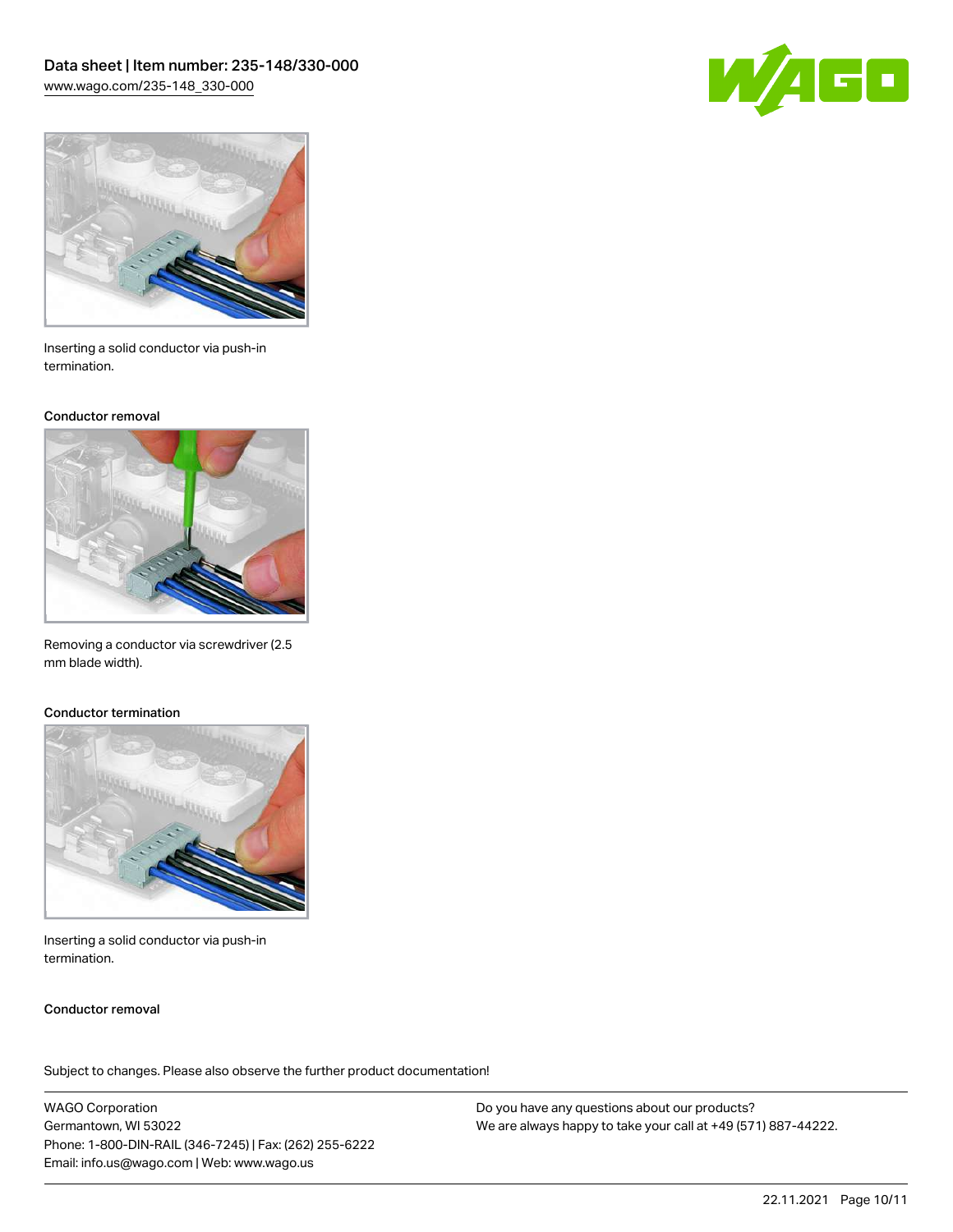Inserting a solid conductor via push-in termination.

### Conductor removal

Removing a conductor via screwdriver (2.5 mm blade width).

### Conductor termination

Inserting a solid conductor via push-in termination.

### Conductor removal

Subject to changes. Please also observe the further product documentation!

WAGO Corporation
Germantown, WI 53022
Phone: 1-800-DIN-RAIL (346-7245) | Fax: (262) 255-6222
Email: info.us@wago.com | Web: www.wago.us

Do you have any questions about our products?
We are always happy to take your call at +49 (571) 887-44222.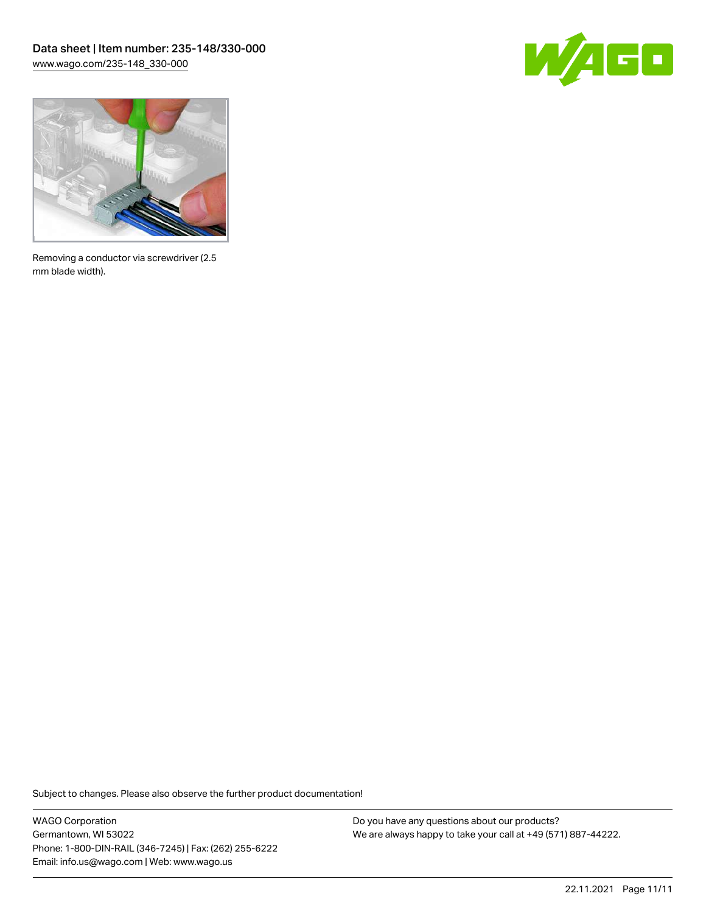Removing a conductor via screwdriver (2.5 mm blade width).

Subject to changes. Please also observe the further product documentation!

WAGO Corporation
Germantown, WI 53022
Phone: 1-800-DIN-RAIL (346-7245) | Fax: (262) 255-6222
Email: info.us@wago.com | Web: www.wago.us

Do you have any questions about our products?
We are always happy to take your call at +49 (571) 887-44222.